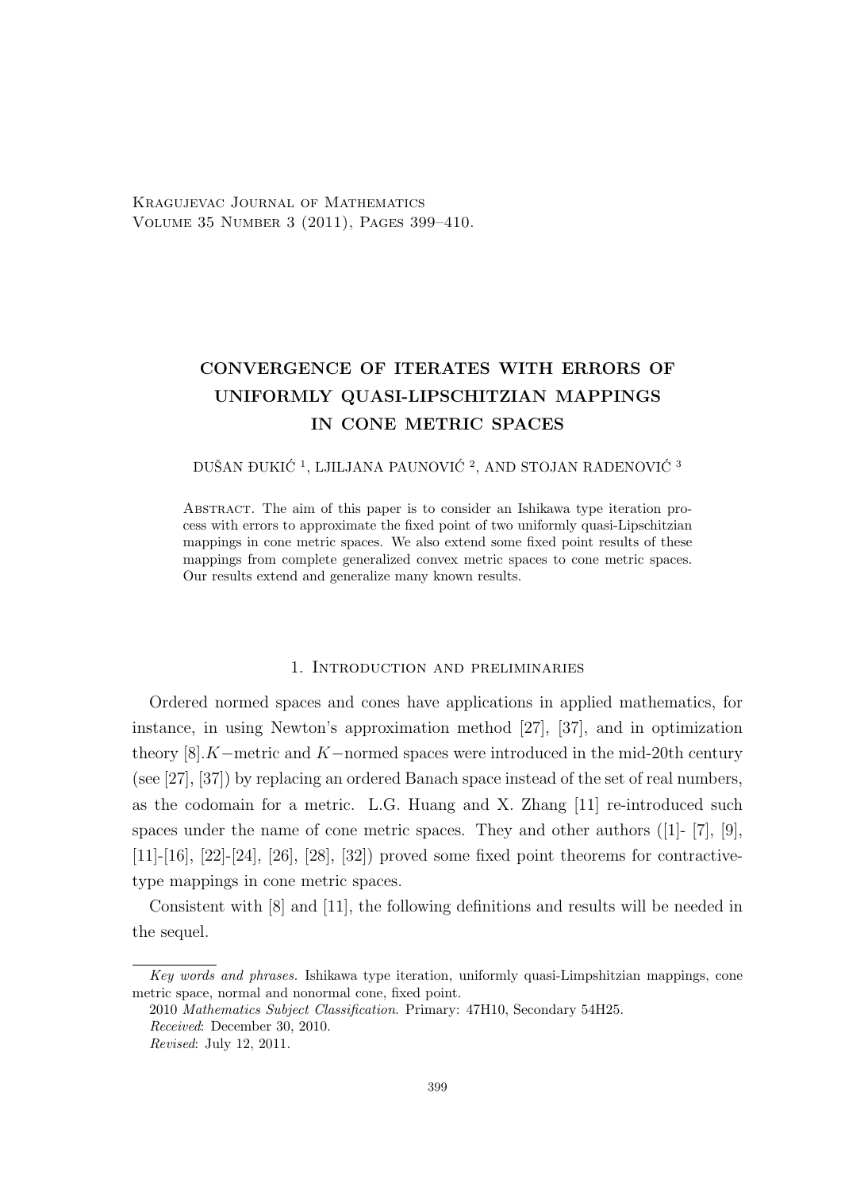# CONVERGENCE OF ITERATES WITH ERRORS OF UNIFORMLY QUASI-LIPSCHITZIAN MAPPINGS IN CONE METRIC SPACES

DUŠAN ĐUKIĆ [1], LJILJANA PAUNOVIĆ [2], AND STOJAN RADENOVIĆ [3]

Abstract. The aim of this paper is to consider an Ishikawa type iteration process with errors to approximate the fixed point of two uniformly quasi-Lipschitzian mappings in cone metric spaces. We also extend some fixed point results of these mappings from complete generalized convex metric spaces to cone metric spaces. Our results extend and generalize many known results.

## 1. Introduction and preliminaries

Ordered normed spaces and cones have applications in applied mathematics, for instance, in using Newton's approximation method [27], [37], and in optimization theory [8].$K-$metric and $K-$normed spaces were introduced in the mid-20th century (see [27], [37]) by replacing an ordered Banach space instead of the set of real numbers, as the codomain for a metric. L.G. Huang and X. Zhang [11] re-introduced such spaces under the name of cone metric spaces. They and other authors ([1]- [7], [9], [11]-[16], [22]-[24], [26], [28], [32]) proved some fixed point theorems for contractive-type mappings in cone metric spaces.

Consistent with [8] and [11], the following definitions and results will be needed in the sequel.

---

*Key words and phrases.* Ishikawa type iteration, uniformly quasi-Limpshitzian mappings, cone metric space, normal and nonormal cone, fixed point.

2010 *Mathematics Subject Classification*. Primary: 47H10, Secondary 54H25.

*Received*: December 30, 2010.

*Revised*: July 12, 2011.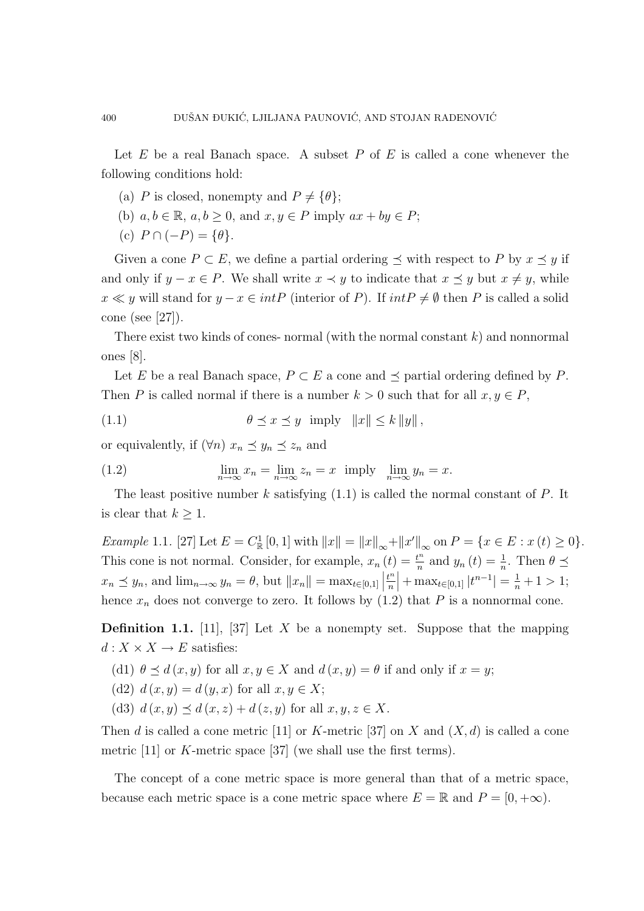Let $E$ be a real Banach space. A subset $P$ of $E$ is called a cone whenever the following conditions hold:

(a) $P$ is closed, nonempty and $P \neq \{\theta\}$;

(b) $a, b \in \mathbb{R}$, $a, b \geq 0$, and $x, y \in P$ imply $ax + by \in P$;

(c) $P \cap (-P) = \{\theta\}$.

Given a cone $P \subset E$, we define a partial ordering $\preceq$ with respect to $P$ by $x \preceq y$ if and only if $y - x \in P$. We shall write $x \prec y$ to indicate that $x \preceq y$ but $x \neq y$, while $x \ll y$ will stand for $y - x \in intP$ (interior of $P$). If $intP \neq \emptyset$ then $P$ is called a solid cone (see [27]).

There exist two kinds of cones- normal (with the normal constant $k$) and nonnormal ones [8].

Let $E$ be a real Banach space, $P \subset E$ a cone and $\preceq$ partial ordering defined by $P$. Then $P$ is called normal if there is a number $k > 0$ such that for all $x, y \in P$,

$$\theta \preceq x \preceq y \ \text{ imply } \ \|x\| \leq k \|y\|, \tag{1.1}$$

or equivalently, if $(\forall n)$ $x_n \preceq y_n \preceq z_n$ and

$$\lim_{n\to\infty} x_n = \lim_{n\to\infty} z_n = x \ \text{ imply } \ \lim_{n\to\infty} y_n = x. \tag{1.2}$$

The least positive number $k$ satisfying (1.1) is called the normal constant of $P$. It is clear that $k \geq 1$.

*Example* 1.1. [27] Let $E = C^1_{\mathbb{R}}[0,1]$ with $\|x\| = \|x\|_\infty + \|x'\|_\infty$ on $P = \{x \in E : x(t) \geq 0\}$. This cone is not normal. Consider, for example, $x_n(t) = \frac{t^n}{n}$ and $y_n(t) = \frac{1}{n}$. Then $\theta \preceq x_n \preceq y_n$, and $\lim_{n\to\infty} y_n = \theta$, but $\|x_n\| = \max_{t\in[0,1]} \left|\frac{t^n}{n}\right| + \max_{t\in[0,1]} |t^{n-1}| = \frac{1}{n} + 1 > 1$; hence $x_n$ does not converge to zero. It follows by (1.2) that $P$ is a nonnormal cone.

**Definition 1.1.** [11], [37] Let $X$ be a nonempty set. Suppose that the mapping $d : X \times X \to E$ satisfies:

(d1) $\theta \preceq d(x,y)$ for all $x, y \in X$ and $d(x,y) = \theta$ if and only if $x = y$;

(d2) $d(x,y) = d(y,x)$ for all $x, y \in X$;

(d3) $d(x,y) \preceq d(x,z) + d(z,y)$ for all $x, y, z \in X$.

Then $d$ is called a cone metric [11] or $K$-metric [37] on $X$ and $(X, d)$ is called a cone metric [11] or $K$-metric space [37] (we shall use the first terms).

The concept of a cone metric space is more general than that of a metric space, because each metric space is a cone metric space where $E = \mathbb{R}$ and $P = [0, +\infty)$.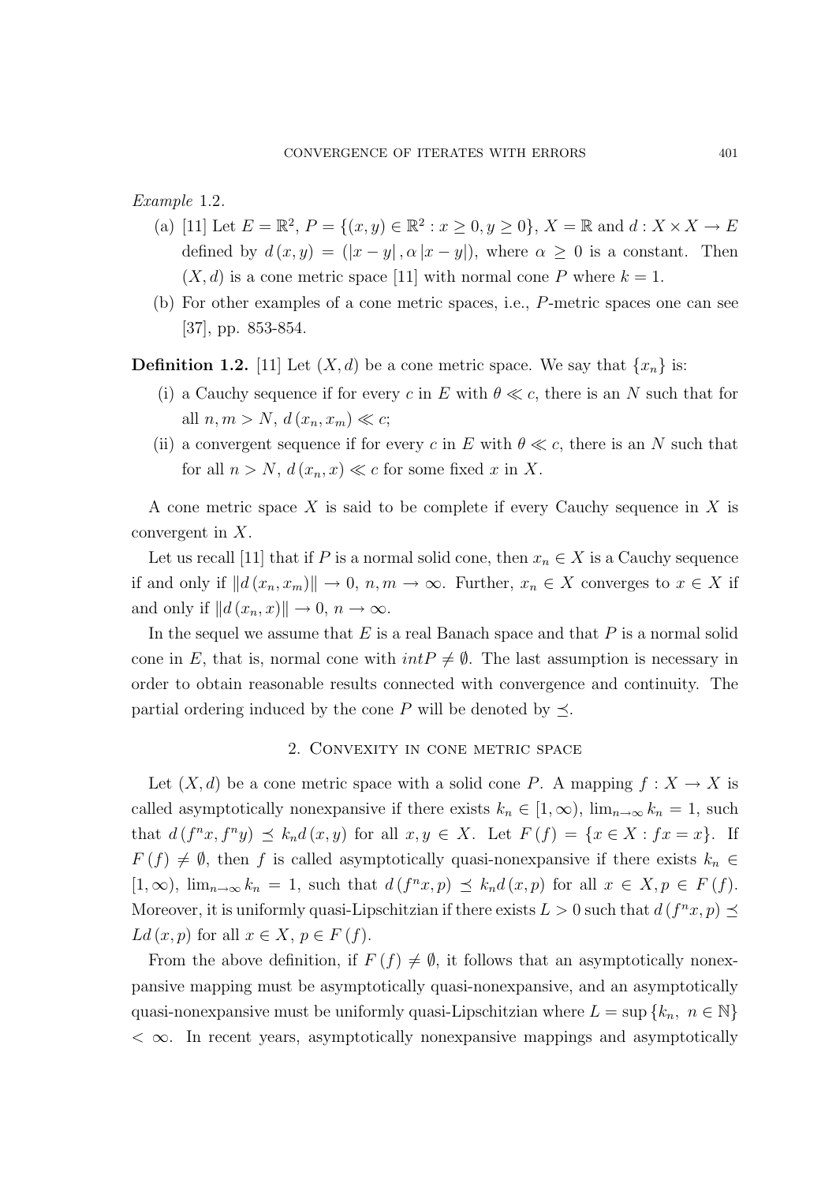*Example* 1.2.

(a) [11] Let $E = \mathbb{R}^2$, $P = \{(x, y) \in \mathbb{R}^2 : x \geq 0, y \geq 0\}$, $X = \mathbb{R}$ and $d : X \times X \to E$ defined by $d(x, y) = (|x - y|, \alpha |x - y|)$, where $\alpha \geq 0$ is a constant. Then $(X, d)$ is a cone metric space [11] with normal cone $P$ where $k = 1$.

(b) For other examples of a cone metric spaces, i.e., $P$-metric spaces one can see [37], pp. 853-854.

**Definition 1.2.** [11] Let $(X, d)$ be a cone metric space. We say that $\{x_n\}$ is:

(i) a Cauchy sequence if for every $c$ in $E$ with $\theta \ll c$, there is an $N$ such that for all $n, m > N$, $d(x_n, x_m) \ll c$;

(ii) a convergent sequence if for every $c$ in $E$ with $\theta \ll c$, there is an $N$ such that for all $n > N$, $d(x_n, x) \ll c$ for some fixed $x$ in $X$.

A cone metric space $X$ is said to be complete if every Cauchy sequence in $X$ is convergent in $X$.

Let us recall [11] that if $P$ is a normal solid cone, then $x_n \in X$ is a Cauchy sequence if and only if $\|d(x_n, x_m)\| \to 0$, $n, m \to \infty$. Further, $x_n \in X$ converges to $x \in X$ if and only if $\|d(x_n, x)\| \to 0$, $n \to \infty$.

In the sequel we assume that $E$ is a real Banach space and that $P$ is a normal solid cone in $E$, that is, normal cone with $intP \neq \emptyset$. The last assumption is necessary in order to obtain reasonable results connected with convergence and continuity. The partial ordering induced by the cone $P$ will be denoted by $\preceq$.

## 2. Convexity in cone metric space

Let $(X, d)$ be a cone metric space with a solid cone $P$. A mapping $f : X \to X$ is called asymptotically nonexpansive if there exists $k_n \in [1, \infty)$, $\lim_{n\to\infty} k_n = 1$, such that $d(f^n x, f^n y) \preceq k_n d(x, y)$ for all $x, y \in X$. Let $F(f) = \{x \in X : fx = x\}$. If $F(f) \neq \emptyset$, then $f$ is called asymptotically quasi-nonexpansive if there exists $k_n \in [1, \infty)$, $\lim_{n\to\infty} k_n = 1$, such that $d(f^n x, p) \preceq k_n d(x, p)$ for all $x \in X, p \in F(f)$. Moreover, it is uniformly quasi-Lipschitzian if there exists $L > 0$ such that $d(f^n x, p) \preceq Ld(x, p)$ for all $x \in X$, $p \in F(f)$.

From the above definition, if $F(f) \neq \emptyset$, it follows that an asymptotically nonexpansive mapping must be asymptotically quasi-nonexpansive, and an asymptotically quasi-nonexpansive must be uniformly quasi-Lipschitzian where $L = \sup\{k_n, \ n \in \mathbb{N}\} < \infty$. In recent years, asymptotically nonexpansive mappings and asymptotically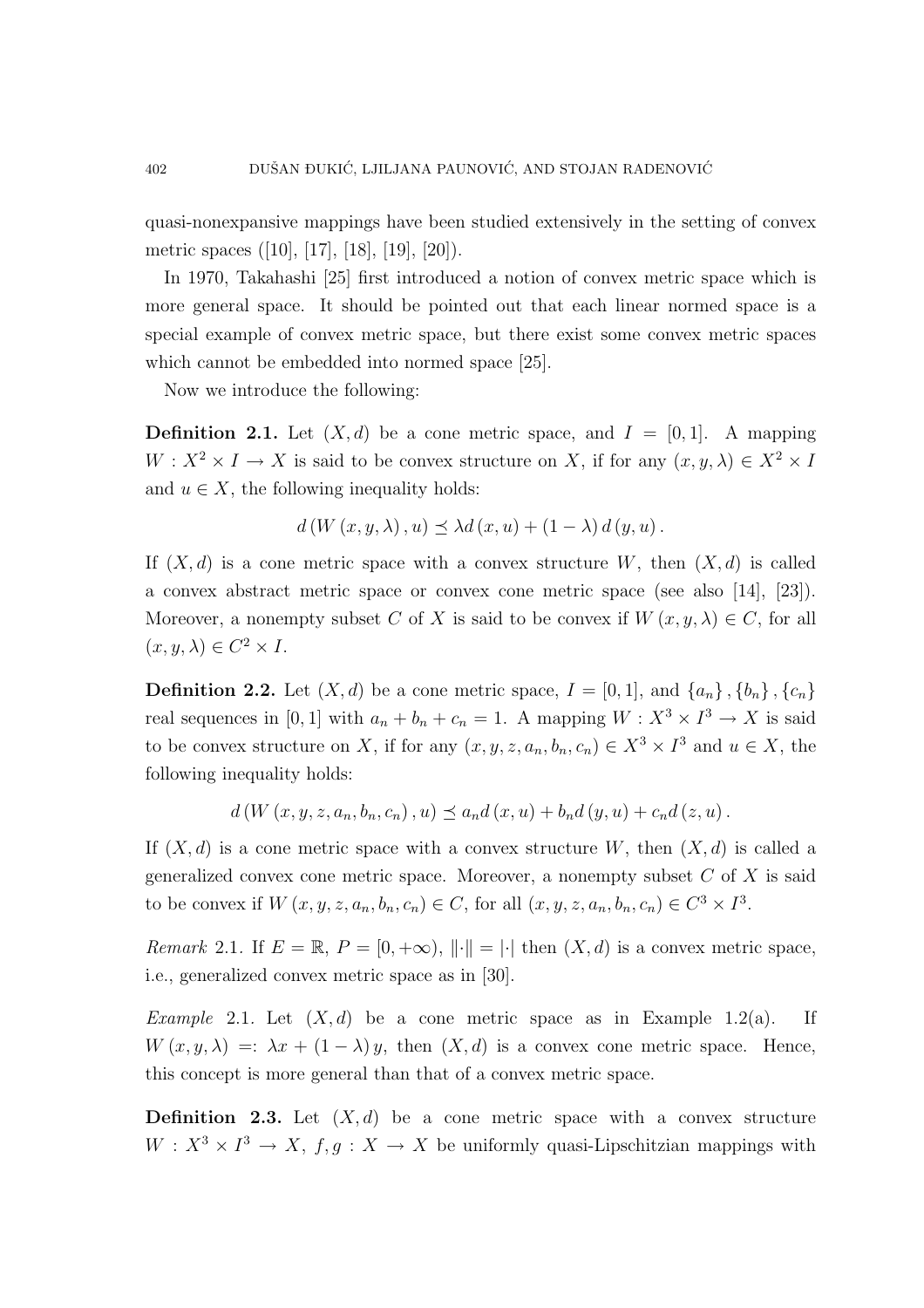quasi-nonexpansive mappings have been studied extensively in the setting of convex metric spaces ([10], [17], [18], [19], [20]).

In 1970, Takahashi [25] first introduced a notion of convex metric space which is more general space. It should be pointed out that each linear normed space is a special example of convex metric space, but there exist some convex metric spaces which cannot be embedded into normed space [25].

Now we introduce the following:

**Definition 2.1.** Let $(X, d)$ be a cone metric space, and $I = [0, 1]$. A mapping $W : X^2 \times I \to X$ is said to be convex structure on $X$, if for any $(x, y, \lambda) \in X^2 \times I$ and $u \in X$, the following inequality holds:

$$d(W(x, y, \lambda), u) \preceq \lambda d(x, u) + (1 - \lambda) d(y, u).$$

If $(X, d)$ is a cone metric space with a convex structure $W$, then $(X, d)$ is called a convex abstract metric space or convex cone metric space (see also [14], [23]). Moreover, a nonempty subset $C$ of $X$ is said to be convex if $W(x, y, \lambda) \in C$, for all $(x, y, \lambda) \in C^2 \times I$.

**Definition 2.2.** Let $(X, d)$ be a cone metric space, $I = [0, 1]$, and $\{a_n\}, \{b_n\}, \{c_n\}$ real sequences in $[0, 1]$ with $a_n + b_n + c_n = 1$. A mapping $W : X^3 \times I^3 \to X$ is said to be convex structure on $X$, if for any $(x, y, z, a_n, b_n, c_n) \in X^3 \times I^3$ and $u \in X$, the following inequality holds:

$$d(W(x, y, z, a_n, b_n, c_n), u) \preceq a_n d(x, u) + b_n d(y, u) + c_n d(z, u).$$

If $(X, d)$ is a cone metric space with a convex structure $W$, then $(X, d)$ is called a generalized convex cone metric space. Moreover, a nonempty subset $C$ of $X$ is said to be convex if $W(x, y, z, a_n, b_n, c_n) \in C$, for all $(x, y, z, a_n, b_n, c_n) \in C^3 \times I^3$.

*Remark* 2.1. If $E = \mathbb{R}$, $P = [0, +\infty)$, $\|\cdot\| = |\cdot|$ then $(X, d)$ is a convex metric space, i.e., generalized convex metric space as in [30].

*Example* 2.1. Let $(X, d)$ be a cone metric space as in Example 1.2(a). If $W(x, y, \lambda) =: \lambda x + (1 - \lambda) y$, then $(X, d)$ is a convex cone metric space. Hence, this concept is more general than that of a convex metric space.

**Definition 2.3.** Let $(X, d)$ be a cone metric space with a convex structure $W : X^3 \times I^3 \to X$, $f, g : X \to X$ be uniformly quasi-Lipschitzian mappings with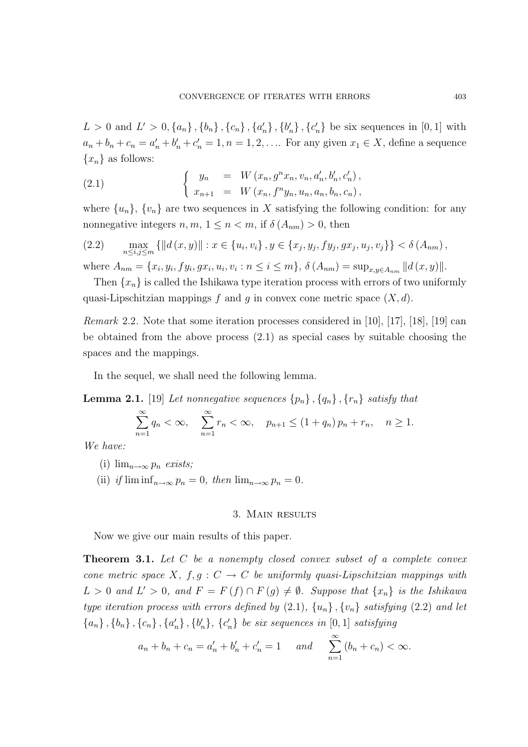$L > 0$ and $L' > 0$, $\{a_n\}, \{b_n\}, \{c_n\}, \{a'_n\}, \{b'_n\}, \{c'_n\}$ be six sequences in $[0,1]$ with $a_n + b_n + c_n = a'_n + b'_n + c'_n = 1, n = 1, 2, \ldots$. For any given $x_1 \in X$, define a sequence $\{x_n\}$ as follows:

$$
\left\{
\begin{array}{lcl}
y_n & = & W\left(x_n, g^n x_n, v_n, a'_n, b'_n, c'_n\right), \\
x_{n+1} & = & W\left(x_n, f^n y_n, u_n, a_n, b_n, c_n\right),
\end{array}
\right. \tag{2.1}
$$

where $\{u_n\}$, $\{v_n\}$ are two sequences in $X$ satisfying the following condition: for any nonnegative integers $n, m$, $1 \leq n < m$, if $\delta\left(A_{nm}\right) > 0$, then

$$
\max_{n \leq i,j \leq m} \left\{ \|d\left(x, y\right)\| : x \in \{u_i, v_i\}, y \in \{x_j, y_j, fy_j, gx_j, u_j, v_j\} \right\} < \delta\left(A_{nm}\right), \tag{2.2}
$$

where $A_{nm} = \{x_i, y_i, fy_i, gx_i, u_i, v_i : n \leq i \leq m\}$, $\delta\left(A_{nm}\right) = \sup_{x,y \in A_{nm}} \|d\left(x, y\right)\|$.

Then $\{x_n\}$ is called the Ishikawa type iteration process with errors of two uniformly quasi-Lipschitzian mappings $f$ and $g$ in convex cone metric space $(X, d)$.

*Remark* 2.2. Note that some iteration processes considered in [10], [17], [18], [19] can be obtained from the above process (2.1) as special cases by suitable choosing the spaces and the mappings.

In the sequel, we shall need the following lemma.

**Lemma 2.1.** [19] *Let nonnegative sequences $\{p_n\}, \{q_n\}, \{r_n\}$ satisfy that*

$$
\sum_{n=1}^{\infty} q_n < \infty, \quad \sum_{n=1}^{\infty} r_n < \infty, \quad p_{n+1} \leq \left(1 + q_n\right) p_n + r_n, \quad n \geq 1.
$$

*We have:*

(i) $\lim_{n\to\infty} p_n$ *exists;*

(ii) *if* $\liminf_{n\to\infty} p_n = 0$, *then* $\lim_{n\to\infty} p_n = 0$.

## 3. Main results

Now we give our main results of this paper.

**Theorem 3.1.** *Let $C$ be a nonempty closed convex subset of a complete convex cone metric space $X$, $f, g : C \to C$ be uniformly quasi-Lipschitzian mappings with $L > 0$ and $L' > 0$, and $F = F(f) \cap F(g) \neq \emptyset$. Suppose that $\{x_n\}$ is the Ishikawa type iteration process with errors defined by* (2.1), *$\{u_n\}, \{v_n\}$ satisfying* (2.2) *and let $\{a_n\}, \{b_n\}, \{c_n\}, \{a'_n\}, \{b'_n\}, \{c'_n\}$ be six sequences in $[0,1]$ satisfying*

$$
a_n + b_n + c_n = a'_n + b'_n + c'_n = 1 \quad \textit{and} \quad \sum_{n=1}^{\infty} \left(b_n + c_n\right) < \infty.
$$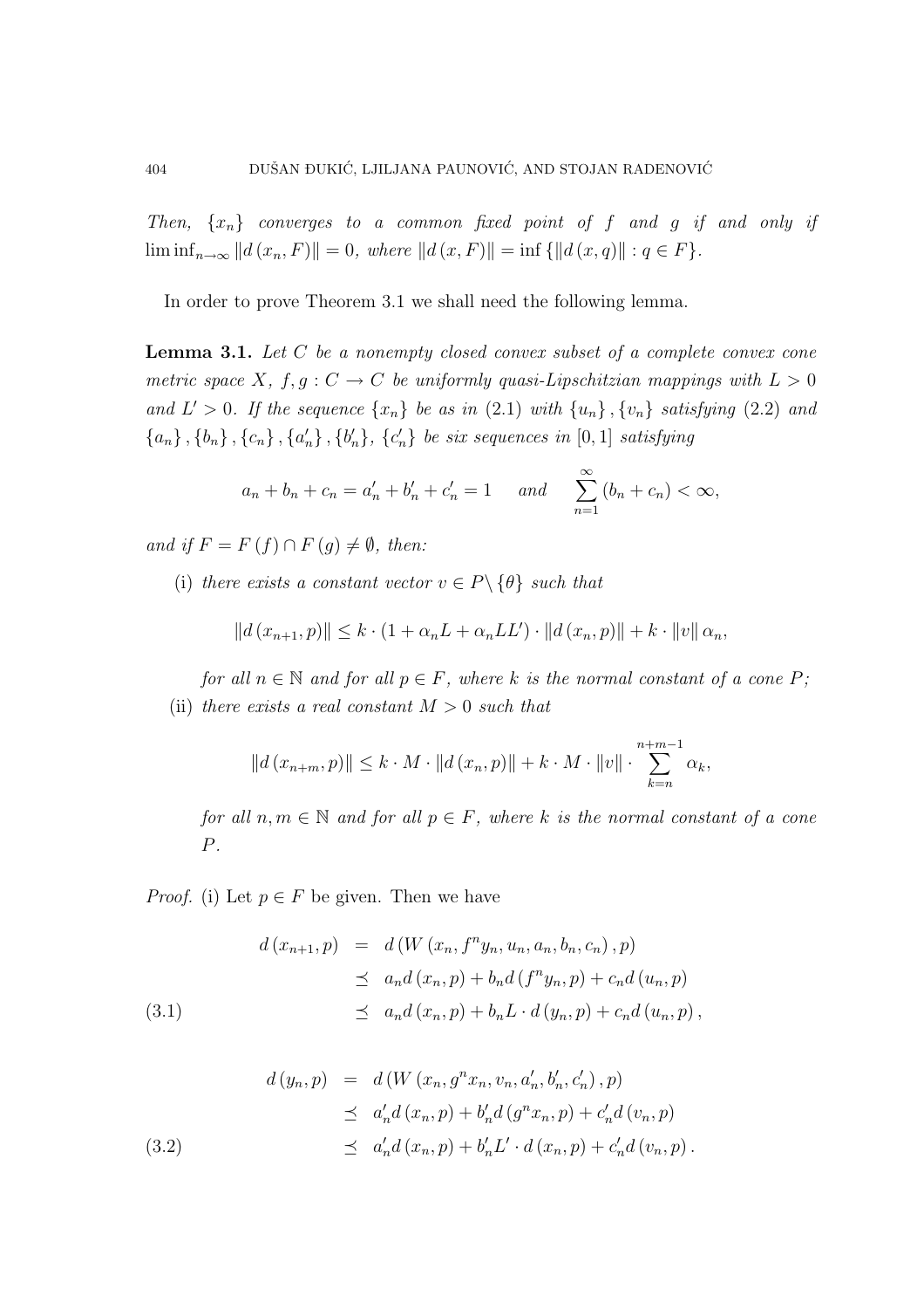*Then, $\{x_n\}$ converges to a common fixed point of $f$ and $g$ if and only if $\liminf_{n\to\infty} \|d(x_n, F)\| = 0$, where $\|d(x, F)\| = \inf\{\|d(x,q)\| : q \in F\}$.*

In order to prove Theorem 3.1 we shall need the following lemma.

**Lemma 3.1.** *Let $C$ be a nonempty closed convex subset of a complete convex cone metric space $X$, $f, g : C \to C$ be uniformly quasi-Lipschitzian mappings with $L > 0$ and $L' > 0$. If the sequence $\{x_n\}$ be as in (2.1) with $\{u_n\}, \{v_n\}$ satisfying (2.2) and $\{a_n\}, \{b_n\}, \{c_n\}, \{a'_n\}, \{b'_n\}, \{c'_n\}$ be six sequences in $[0,1]$ satisfying*

$$a_n + b_n + c_n = a'_n + b'_n + c'_n = 1 \quad \text{and} \quad \sum_{n=1}^{\infty} (b_n + c_n) < \infty,$$

*and if $F = F(f) \cap F(g) \neq \emptyset$, then:*

(i) *there exists a constant vector $v \in P \setminus \{\theta\}$ such that*

$$\|d(x_{n+1}, p)\| \leq k \cdot (1 + \alpha_n L + \alpha_n L L') \cdot \|d(x_n, p)\| + k \cdot \|v\| \alpha_n,$$

*for all $n \in \mathbb{N}$ and for all $p \in F$, where $k$ is the normal constant of a cone $P$;*

(ii) *there exists a real constant $M > 0$ such that*

$$\|d(x_{n+m}, p)\| \leq k \cdot M \cdot \|d(x_n, p)\| + k \cdot M \cdot \|v\| \cdot \sum_{k=n}^{n+m-1} \alpha_k,$$

*for all $n, m \in \mathbb{N}$ and for all $p \in F$, where $k$ is the normal constant of a cone $P$.*

*Proof.* (i) Let $p \in F$ be given. Then we have

$$\begin{aligned} d(x_{n+1}, p) &= d(W(x_n, f^n y_n, u_n, a_n, b_n, c_n), p) \\ &\preceq a_n d(x_n, p) + b_n d(f^n y_n, p) + c_n d(u_n, p) \\ &\preceq a_n d(x_n, p) + b_n L \cdot d(y_n, p) + c_n d(u_n, p), \end{aligned} \tag{3.1}$$

$$\begin{aligned} d(y_n, p) &= d(W(x_n, g^n x_n, v_n, a'_n, b'_n, c'_n), p) \\ &\preceq a'_n d(x_n, p) + b'_n d(g^n x_n, p) + c'_n d(v_n, p) \\ &\preceq a'_n d(x_n, p) + b'_n L' \cdot d(x_n, p) + c'_n d(v_n, p). \end{aligned} \tag{3.2}$$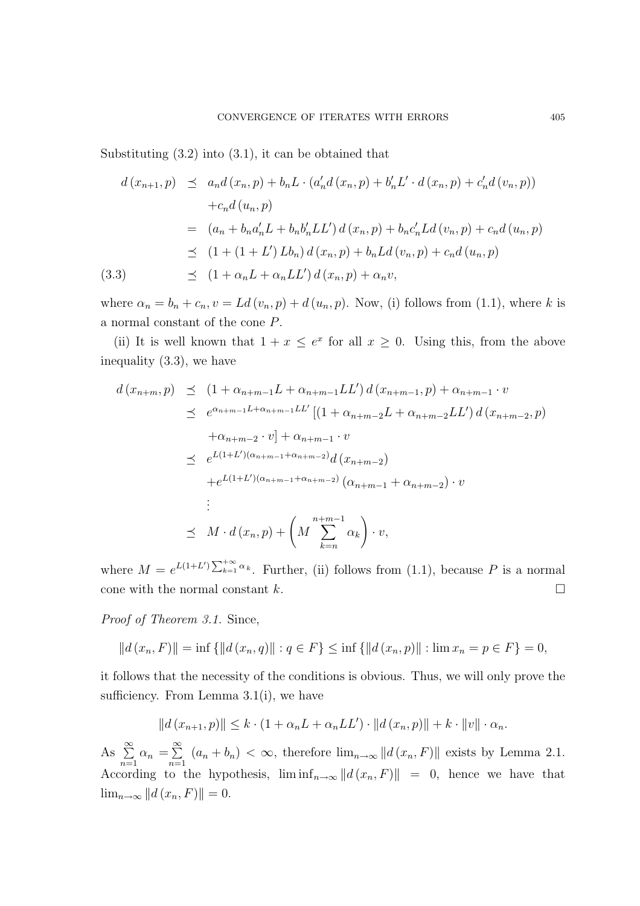Substituting (3.2) into (3.1), it can be obtained that

$$
\begin{aligned}
d(x_{n+1}, p) &\preceq a_n d(x_n, p) + b_n L \cdot (a_n' d(x_n, p) + b_n' L' \cdot d(x_n, p) + c_n' d(v_n, p)) \\
&\quad + c_n d(u_n, p) \\
&= (a_n + b_n a_n' L + b_n b_n' L L') d(x_n, p) + b_n c_n' L d(v_n, p) + c_n d(u_n, p) \\
&\preceq (1 + (1 + L') L b_n) d(x_n, p) + b_n L d(v_n, p) + c_n d(u_n, p) \\
&\preceq (1 + \alpha_n L + \alpha_n L L') d(x_n, p) + \alpha_n v, \qquad (3.3)
\end{aligned}
$$

where $\alpha_n = b_n + c_n$, $v = L d(v_n, p) + d(u_n, p)$. Now, (i) follows from (1.1), where $k$ is a normal constant of the cone $P$.

(ii) It is well known that $1 + x \le e^x$ for all $x \ge 0$. Using this, from the above inequality (3.3), we have

$$
\begin{aligned}
d(x_{n+m}, p) &\preceq (1 + \alpha_{n+m-1} L + \alpha_{n+m-1} L L') d(x_{n+m-1}, p) + \alpha_{n+m-1} \cdot v \\
&\preceq e^{\alpha_{n+m-1} L + \alpha_{n+m-1} L L'} [(1 + \alpha_{n+m-2} L + \alpha_{n+m-2} L L') d(x_{n+m-2}, p) \\
&\quad + \alpha_{n+m-2} \cdot v] + \alpha_{n+m-1} \cdot v \\
&\preceq e^{L(1+L')(\alpha_{n+m-1} + \alpha_{n+m-2})} d(x_{n+m-2}) \\
&\quad + e^{L(1+L')(\alpha_{n+m-1} + \alpha_{n+m-2})} (\alpha_{n+m-1} + \alpha_{n+m-2}) \cdot v \\
&\quad \vdots \\
&\preceq M \cdot d(x_n, p) + \left( M \sum_{k=n}^{n+m-1} \alpha_k \right) \cdot v,
\end{aligned}
$$

where $M = e^{L(1+L') \sum_{k=1}^{+\infty} \alpha_k}$. Further, (ii) follows from (1.1), because $P$ is a normal cone with the normal constant $k$. $\square$

*Proof of Theorem 3.1.* Since,

$$
\|d(x_n, F)\| = \inf \{ \|d(x_n, q)\| : q \in F \} \le \inf \{ \|d(x_n, p)\| : \lim x_n = p \in F \} = 0,
$$

it follows that the necessity of the conditions is obvious. Thus, we will only prove the sufficiency. From Lemma 3.1(i), we have

$$
\|d(x_{n+1}, p)\| \le k \cdot (1 + \alpha_n L + \alpha_n L L') \cdot \|d(x_n, p)\| + k \cdot \|v\| \cdot \alpha_n.
$$

As $\sum_{n=1}^{\infty} \alpha_n = \sum_{n=1}^{\infty} (a_n + b_n) < \infty$, therefore $\lim_{n\to\infty} \|d(x_n, F)\|$ exists by Lemma 2.1. According to the hypothesis, $\liminf_{n\to\infty} \|d(x_n, F)\| = 0$, hence we have that $\lim_{n\to\infty} \|d(x_n, F)\| = 0$.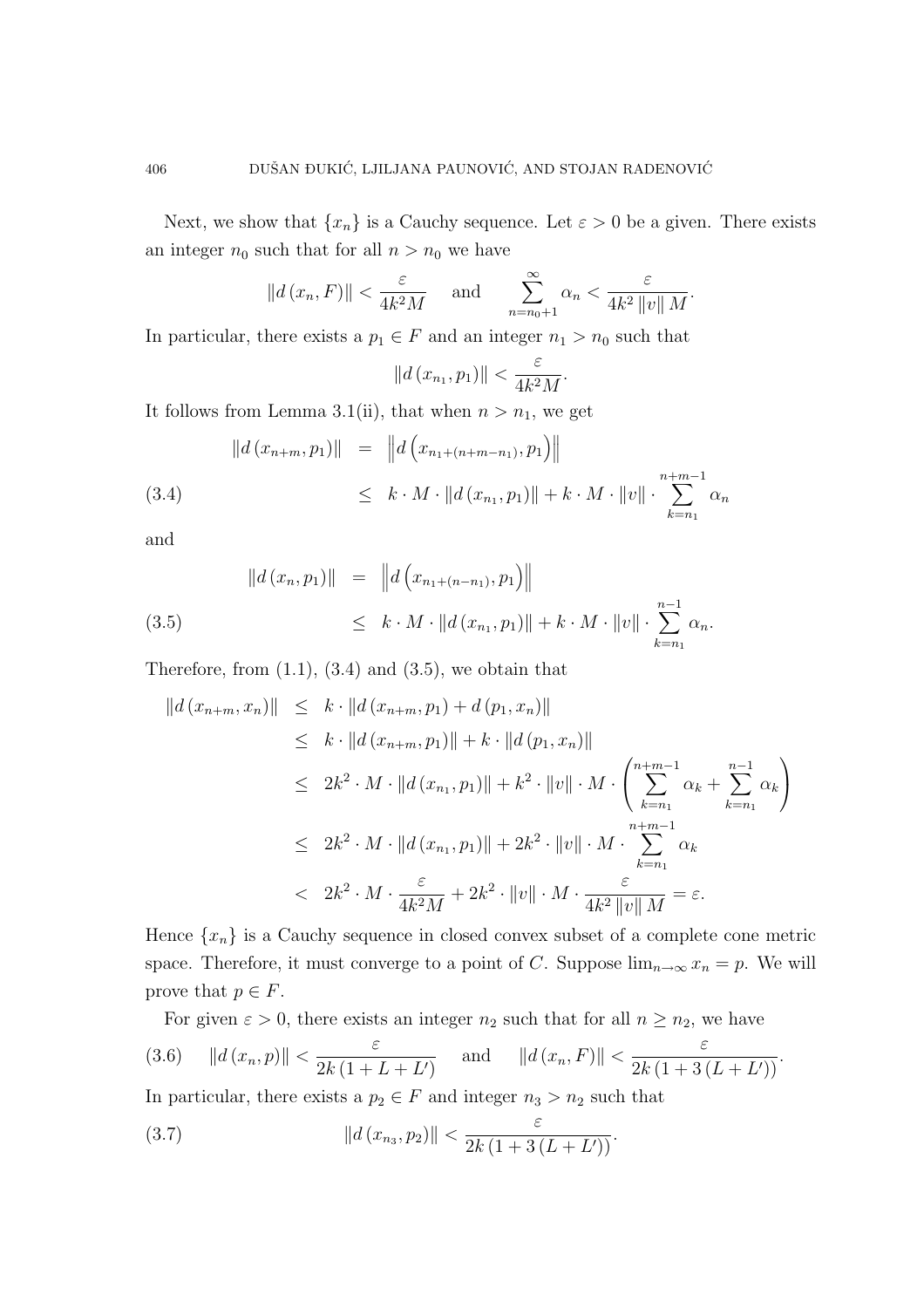Next, we show that $\{x_n\}$ is a Cauchy sequence. Let $\varepsilon > 0$ be a given. There exists an integer $n_0$ such that for all $n > n_0$ we have

$$\|d(x_n, F)\| < \frac{\varepsilon}{4k^2 M} \quad \text{and} \quad \sum_{n=n_0+1}^{\infty} \alpha_n < \frac{\varepsilon}{4k^2 \|v\| M}.$$

In particular, there exists a $p_1 \in F$ and an integer $n_1 > n_0$ such that

$$\|d(x_{n_1}, p_1)\| < \frac{\varepsilon}{4k^2 M}.$$

It follows from Lemma 3.1(ii), that when $n > n_1$, we get

$$\begin{aligned}
\|d(x_{n+m}, p_1)\| &= \left\|d\left(x_{n_1+(n+m-n_1)}, p_1\right)\right\| \\
&\leq k \cdot M \cdot \|d(x_{n_1}, p_1)\| + k \cdot M \cdot \|v\| \cdot \sum_{k=n_1}^{n+m-1} \alpha_n \qquad (3.4)
\end{aligned}$$

and

$$\begin{aligned}
\|d(x_n, p_1)\| &= \left\|d\left(x_{n_1+(n-n_1)}, p_1\right)\right\| \\
&\leq k \cdot M \cdot \|d(x_{n_1}, p_1)\| + k \cdot M \cdot \|v\| \cdot \sum_{k=n_1}^{n-1} \alpha_n. \qquad (3.5)
\end{aligned}$$

Therefore, from (1.1), (3.4) and (3.5), we obtain that

$$\begin{aligned}
\|d(x_{n+m}, x_n)\| &\leq k \cdot \|d(x_{n+m}, p_1) + d(p_1, x_n)\| \\
&\leq k \cdot \|d(x_{n+m}, p_1)\| + k \cdot \|d(p_1, x_n)\| \\
&\leq 2k^2 \cdot M \cdot \|d(x_{n_1}, p_1)\| + k^2 \cdot \|v\| \cdot M \cdot \left(\sum_{k=n_1}^{n+m-1} \alpha_k + \sum_{k=n_1}^{n-1} \alpha_k\right) \\
&\leq 2k^2 \cdot M \cdot \|d(x_{n_1}, p_1)\| + 2k^2 \cdot \|v\| \cdot M \cdot \sum_{k=n_1}^{n+m-1} \alpha_k \\
&< 2k^2 \cdot M \cdot \frac{\varepsilon}{4k^2 M} + 2k^2 \cdot \|v\| \cdot M \cdot \frac{\varepsilon}{4k^2 \|v\| M} = \varepsilon.
\end{aligned}$$

Hence $\{x_n\}$ is a Cauchy sequence in closed convex subset of a complete cone metric space. Therefore, it must converge to a point of $C$. Suppose $\lim_{n\to\infty} x_n = p$. We will prove that $p \in F$.

For given $\varepsilon > 0$, there exists an integer $n_2$ such that for all $n \geq n_2$, we have

$$\|d(x_n, p)\| < \frac{\varepsilon}{2k(1 + L + L')} \quad \text{and} \quad \|d(x_n, F)\| < \frac{\varepsilon}{2k(1 + 3(L + L'))}. \qquad (3.6)$$

In particular, there exists a $p_2 \in F$ and integer $n_3 > n_2$ such that

$$\|d(x_{n_3}, p_2)\| < \frac{\varepsilon}{2k(1 + 3(L + L'))}. \qquad (3.7)$$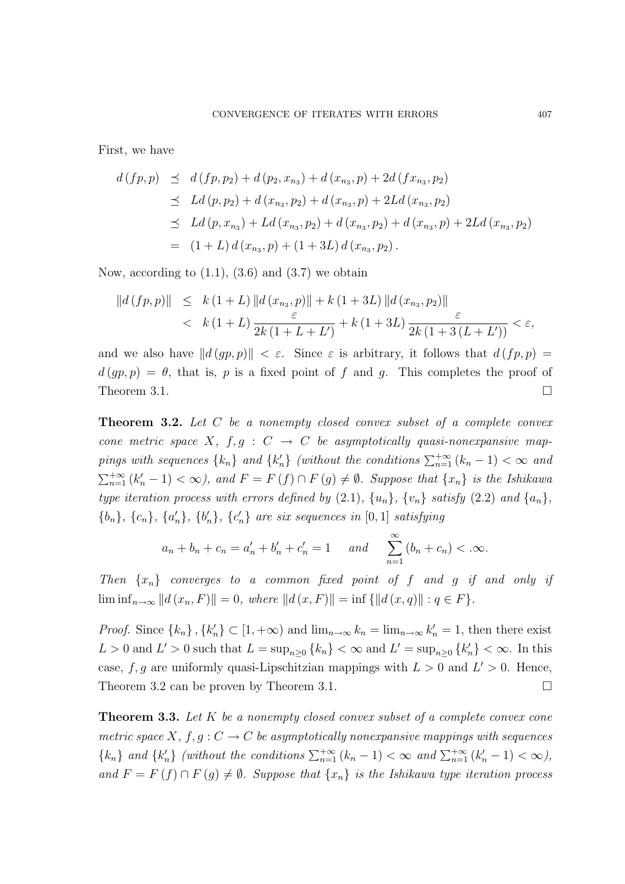First, we have

$$
\begin{aligned}
d(fp,p) &\preceq d(fp,p_2)+d(p_2,x_{n_3})+d(x_{n_3},p)+2d(fx_{n_3},p_2) \\
&\preceq Ld(p,p_2)+d(x_{n_3},p_2)+d(x_{n_3},p)+2Ld(x_{n_3},p_2) \\
&\preceq Ld(p,x_{n_3})+Ld(x_{n_3},p_2)+d(x_{n_3},p_2)+d(x_{n_3},p)+2Ld(x_{n_3},p_2) \\
&= (1+L)\,d(x_{n_3},p)+(1+3L)\,d(x_{n_3},p_2).
\end{aligned}
$$

Now, according to (1.1), (3.6) and (3.7) we obtain

$$
\begin{aligned}
\|d(fp,p)\| &\leq k(1+L)\,\|d(x_{n_3},p)\|+k(1+3L)\,\|d(x_{n_3},p_2)\| \\
&< k(1+L)\frac{\varepsilon}{2k(1+L+L')}+k(1+3L)\frac{\varepsilon}{2k(1+3(L+L'))}<\varepsilon,
\end{aligned}
$$

and we also have $\|d(gp,p)\|<\varepsilon$. Since $\varepsilon$ is arbitrary, it follows that $d(fp,p)=d(gp,p)=\theta$, that is, $p$ is a fixed point of $f$ and $g$. This completes the proof of Theorem 3.1. $\square$

**Theorem 3.2.** *Let $C$ be a nonempty closed convex subset of a complete convex cone metric space $X$, $f,g:C\to C$ be asymptotically quasi-nonexpansive mappings with sequences $\{k_n\}$ and $\{k_n'\}$ (without the conditions $\sum_{n=1}^{+\infty}(k_n-1)<\infty$ and $\sum_{n=1}^{+\infty}(k_n'-1)<\infty$), and $F=F(f)\cap F(g)\neq\emptyset$. Suppose that $\{x_n\}$ is the Ishikawa type iteration process with errors defined by (2.1), $\{u_n\}$, $\{v_n\}$ satisfy (2.2) and $\{a_n\}$, $\{b_n\}$, $\{c_n\}$, $\{a_n'\}$, $\{b_n'\}$, $\{c_n'\}$ are six sequences in $[0,1]$ satisfying*

$$
a_n+b_n+c_n=a_n'+b_n'+c_n'=1 \qquad and \qquad \sum_{n=1}^{\infty}(b_n+c_n)<.\infty.
$$

*Then $\{x_n\}$ converges to a common fixed point of $f$ and $g$ if and only if $\liminf_{n\to\infty}\|d(x_n,F)\|=0$, where $\|d(x,F)\|=\inf\{\|d(x,q)\|:q\in F\}$.*

*Proof.* Since $\{k_n\},\{k_n'\}\subset[1,+\infty)$ and $\lim_{n\to\infty}k_n=\lim_{n\to\infty}k_n'=1$, then there exist $L>0$ and $L'>0$ such that $L=\sup_{n\geq 0}\{k_n\}<\infty$ and $L'=\sup_{n\geq 0}\{k_n'\}<\infty$. In this case, $f,g$ are uniformly quasi-Lipschitzian mappings with $L>0$ and $L'>0$. Hence, Theorem 3.2 can be proven by Theorem 3.1. $\square$

**Theorem 3.3.** *Let $K$ be a nonempty closed convex subset of a complete convex cone metric space $X$, $f,g:C\to C$ be asymptotically nonexpansive mappings with sequences $\{k_n\}$ and $\{k_n'\}$ (without the conditions $\sum_{n=1}^{+\infty}(k_n-1)<\infty$ and $\sum_{n=1}^{+\infty}(k_n'-1)<\infty$), and $F=F(f)\cap F(g)\neq\emptyset$. Suppose that $\{x_n\}$ is the Ishikawa type iteration process*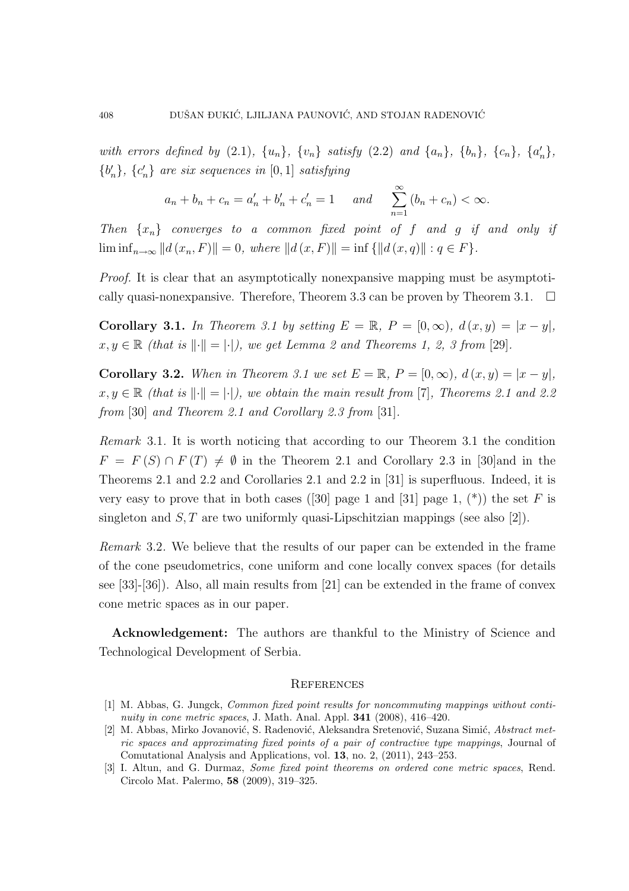*with errors defined by* (2.1), $\{u_n\}$, $\{v_n\}$ *satisfy* (2.2) *and* $\{a_n\}$, $\{b_n\}$, $\{c_n\}$, $\{a'_n\}$, $\{b'_n\}$, $\{c'_n\}$ *are six sequences in* $[0,1]$ *satisfying*

$$a_n + b_n + c_n = a'_n + b'_n + c'_n = 1 \quad \text{and} \quad \sum_{n=1}^{\infty} (b_n + c_n) < \infty.$$

*Then* $\{x_n\}$ *converges to a common fixed point of* $f$ *and* $g$ *if and only if* $\liminf_{n\to\infty} \|d(x_n, F)\| = 0$, *where* $\|d(x,F)\| = \inf\{\|d(x,q)\| : q \in F\}$.

*Proof.* It is clear that an asymptotically nonexpansive mapping must be asymptotically quasi-nonexpansive. Therefore, Theorem 3.3 can be proven by Theorem 3.1. □

**Corollary 3.1.** *In Theorem 3.1 by setting* $E = \mathbb{R}$, $P = [0,\infty)$, $d(x,y) = |x-y|$, $x, y \in \mathbb{R}$ *(that is* $\|\cdot\| = |\cdot|$*), we get Lemma 2 and Theorems 1, 2, 3 from* [29].

**Corollary 3.2.** *When in Theorem 3.1 we set* $E = \mathbb{R}$, $P = [0,\infty)$, $d(x,y) = |x-y|$, $x, y \in \mathbb{R}$ *(that is* $\|\cdot\| = |\cdot|$*), we obtain the main result from* [7]*, Theorems 2.1 and 2.2 from* [30] *and Theorem 2.1 and Corollary 2.3 from* [31].

*Remark* 3.1. It is worth noticing that according to our Theorem 3.1 the condition $F = F(S) \cap F(T) \neq \emptyset$ in the Theorem 2.1 and Corollary 2.3 in [30]and in the Theorems 2.1 and 2.2 and Corollaries 2.1 and 2.2 in [31] is superfluous. Indeed, it is very easy to prove that in both cases ([30] page 1 and [31] page 1, (*)) the set $F$ is singleton and $S, T$ are two uniformly quasi-Lipschitzian mappings (see also [2]).

*Remark* 3.2. We believe that the results of our paper can be extended in the frame of the cone pseudometrics, cone uniform and cone locally convex spaces (for details see [33]-[36]). Also, all main results from [21] can be extended in the frame of convex cone metric spaces as in our paper.

**Acknowledgement:** The authors are thankful to the Ministry of Science and Technological Development of Serbia.

## References

[1] M. Abbas, G. Jungck, *Common fixed point results for noncommuting mappings without continuity in cone metric spaces*, J. Math. Anal. Appl. **341** (2008), 416–420.

[2] M. Abbas, Mirko Jovanović, S. Radenović, Aleksandra Sretenović, Suzana Simić, *Abstract metric spaces and approximating fixed points of a pair of contractive type mappings*, Journal of Comutational Analysis and Applications, vol. **13**, no. 2, (2011), 243–253.

[3] I. Altun, and G. Durmaz, *Some fixed point theorems on ordered cone metric spaces*, Rend. Circolo Mat. Palermo, **58** (2009), 319–325.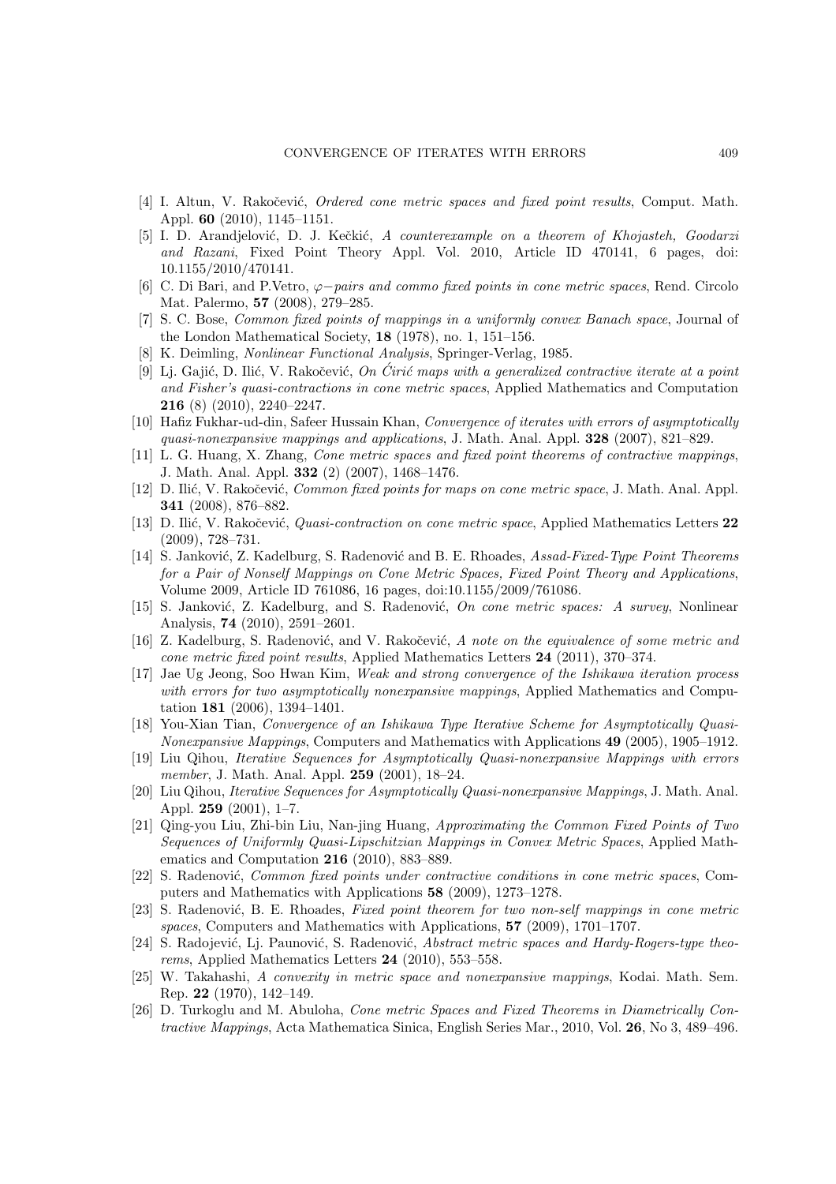[4] I. Altun, V. Rakočević, *Ordered cone metric spaces and fixed point results*, Comput. Math. Appl. **60** (2010), 1145–1151.

[5] I. D. Arandjelović, D. J. Kečkić, *A counterexample on a theorem of Khojasteh, Goodarzi and Razani*, Fixed Point Theory Appl. Vol. 2010, Article ID 470141, 6 pages, doi: 10.1155/2010/470141.

[6] C. Di Bari, and P.Vetro, *$\varphi-$pairs and commo fixed points in cone metric spaces*, Rend. Circolo Mat. Palermo, **57** (2008), 279–285.

[7] S. C. Bose, *Common fixed points of mappings in a uniformly convex Banach space*, Journal of the London Mathematical Society, **18** (1978), no. 1, 151–156.

[8] K. Deimling, *Nonlinear Functional Analysis*, Springer-Verlag, 1985.

[9] Lj. Gajić, D. Ilić, V. Rakočević, *On Ćirić maps with a generalized contractive iterate at a point and Fisher's quasi-contractions in cone metric spaces*, Applied Mathematics and Computation **216** (8) (2010), 2240–2247.

[10] Hafiz Fukhar-ud-din, Safeer Hussain Khan, *Convergence of iterates with errors of asymptotically quasi-nonexpansive mappings and applications*, J. Math. Anal. Appl. **328** (2007), 821–829.

[11] L. G. Huang, X. Zhang, *Cone metric spaces and fixed point theorems of contractive mappings*, J. Math. Anal. Appl. **332** (2) (2007), 1468–1476.

[12] D. Ilić, V. Rakočević, *Common fixed points for maps on cone metric space*, J. Math. Anal. Appl. **341** (2008), 876–882.

[13] D. Ilić, V. Rakočević, *Quasi-contraction on cone metric space*, Applied Mathematics Letters **22** (2009), 728–731.

[14] S. Janković, Z. Kadelburg, S. Radenović and B. E. Rhoades, *Assad-Fixed-Type Point Theorems for a Pair of Nonself Mappings on Cone Metric Spaces, Fixed Point Theory and Applications*, Volume 2009, Article ID 761086, 16 pages, doi:10.1155/2009/761086.

[15] S. Janković, Z. Kadelburg, and S. Radenović, *On cone metric spaces: A survey*, Nonlinear Analysis, **74** (2010), 2591–2601.

[16] Z. Kadelburg, S. Radenović, and V. Rakočević, *A note on the equivalence of some metric and cone metric fixed point results*, Applied Mathematics Letters **24** (2011), 370–374.

[17] Jae Ug Jeong, Soo Hwan Kim, *Weak and strong convergence of the Ishikawa iteration process with errors for two asymptotically nonexpansive mappings*, Applied Mathematics and Computation **181** (2006), 1394–1401.

[18] You-Xian Tian, *Convergence of an Ishikawa Type Iterative Scheme for Asymptotically Quasi-Nonexpansive Mappings*, Computers and Mathematics with Applications **49** (2005), 1905–1912.

[19] Liu Qihou, *Iterative Sequences for Asymptotically Quasi-nonexpansive Mappings with errors member*, J. Math. Anal. Appl. **259** (2001), 18–24.

[20] Liu Qihou, *Iterative Sequences for Asymptotically Quasi-nonexpansive Mappings*, J. Math. Anal. Appl. **259** (2001), 1–7.

[21] Qing-you Liu, Zhi-bin Liu, Nan-jing Huang, *Approximating the Common Fixed Points of Two Sequences of Uniformly Quasi-Lipschitzian Mappings in Convex Metric Spaces*, Applied Mathematics and Computation **216** (2010), 883–889.

[22] S. Radenović, *Common fixed points under contractive conditions in cone metric spaces*, Computers and Mathematics with Applications **58** (2009), 1273–1278.

[23] S. Radenović, B. E. Rhoades, *Fixed point theorem for two non-self mappings in cone metric spaces*, Computers and Mathematics with Applications, **57** (2009), 1701–1707.

[24] S. Radojević, Lj. Paunović, S. Radenović, *Abstract metric spaces and Hardy-Rogers-type theorems*, Applied Mathematics Letters **24** (2010), 553–558.

[25] W. Takahashi, *A convexity in metric space and nonexpansive mappings*, Kodai. Math. Sem. Rep. **22** (1970), 142–149.

[26] D. Turkoglu and M. Abuloha, *Cone metric Spaces and Fixed Theorems in Diametrically Contractive Mappings*, Acta Mathematica Sinica, English Series Mar., 2010, Vol. **26**, No 3, 489–496.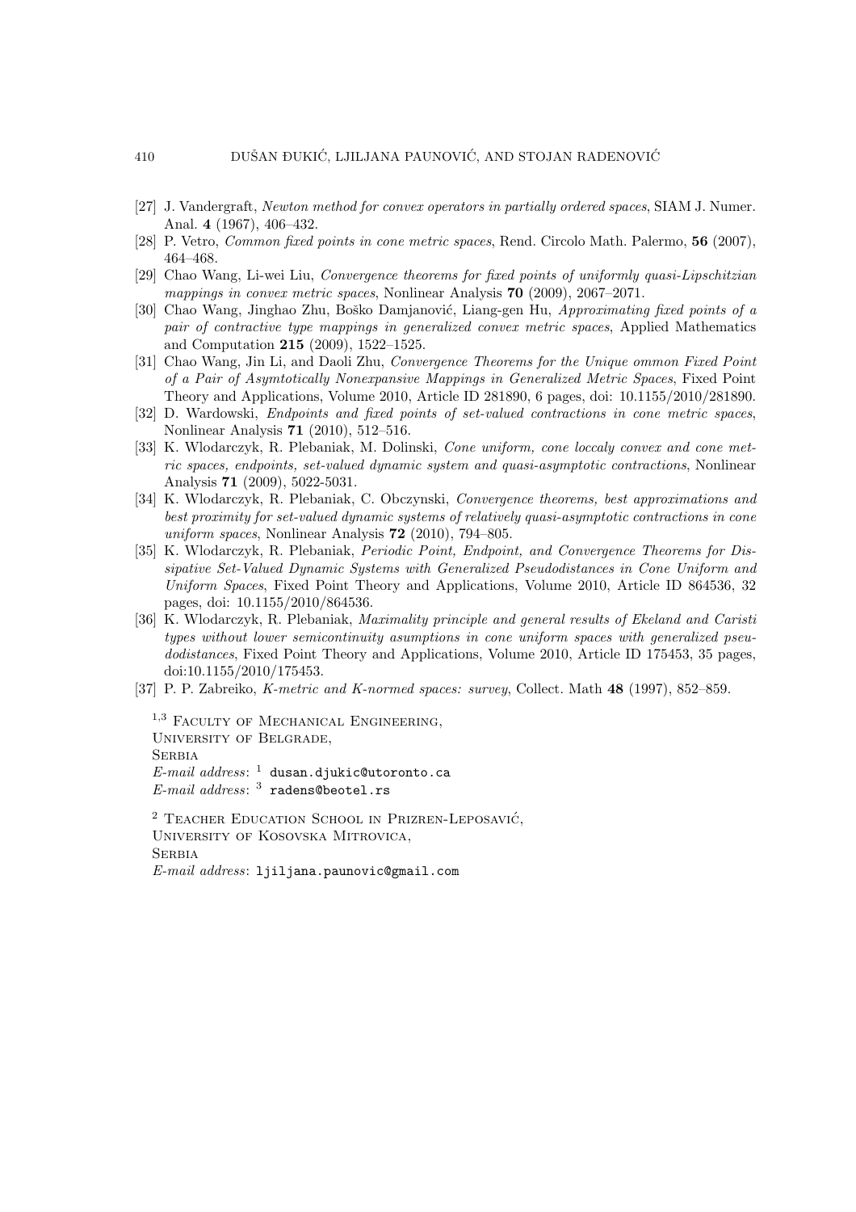[27] J. Vandergraft, *Newton method for convex operators in partially ordered spaces*, SIAM J. Numer. Anal. **4** (1967), 406–432.

[28] P. Vetro, *Common fixed points in cone metric spaces*, Rend. Circolo Math. Palermo, **56** (2007), 464–468.

[29] Chao Wang, Li-wei Liu, *Convergence theorems for fixed points of uniformly quasi-Lipschitzian mappings in convex metric spaces*, Nonlinear Analysis **70** (2009), 2067–2071.

[30] Chao Wang, Jinghao Zhu, Boško Damjanović, Liang-gen Hu, *Approximating fixed points of a pair of contractive type mappings in generalized convex metric spaces*, Applied Mathematics and Computation **215** (2009), 1522–1525.

[31] Chao Wang, Jin Li, and Daoli Zhu, *Convergence Theorems for the Unique ommon Fixed Point of a Pair of Asymtotically Nonexpansive Mappings in Generalized Metric Spaces*, Fixed Point Theory and Applications, Volume 2010, Article ID 281890, 6 pages, doi: 10.1155/2010/281890.

[32] D. Wardowski, *Endpoints and fixed points of set-valued contractions in cone metric spaces*, Nonlinear Analysis **71** (2010), 512–516.

[33] K. Wlodarczyk, R. Plebaniak, M. Dolinski, *Cone uniform, cone loccaly convex and cone metric spaces, endpoints, set-valued dynamic system and quasi-asymptotic contractions*, Nonlinear Analysis **71** (2009), 5022-5031.

[34] K. Wlodarczyk, R. Plebaniak, C. Obczynski, *Convergence theorems, best approximations and best proximity for set-valued dynamic systems of relatively quasi-asymptotic contractions in cone uniform spaces*, Nonlinear Analysis **72** (2010), 794–805.

[35] K. Wlodarczyk, R. Plebaniak, *Periodic Point, Endpoint, and Convergence Theorems for Dissipative Set-Valued Dynamic Systems with Generalized Pseudodistances in Cone Uniform and Uniform Spaces*, Fixed Point Theory and Applications, Volume 2010, Article ID 864536, 32 pages, doi: 10.1155/2010/864536.

[36] K. Wlodarczyk, R. Plebaniak, *Maximality principle and general results of Ekeland and Caristi types without lower semicontinuity asumptions in cone uniform spaces with generalized pseudodistances*, Fixed Point Theory and Applications, Volume 2010, Article ID 175453, 35 pages, doi:10.1155/2010/175453.

[37] P. P. Zabreiko, *K-metric and K-normed spaces: survey*, Collect. Math **48** (1997), 852–859.

[1,3] Faculty of Mechanical Engineering,
University of Belgrade,
Serbia
*E-mail address*: [1] dusan.djukic@utoronto.ca
*E-mail address*: [3] radens@beotel.rs

[2] Teacher Education School in Prizren-Leposavić,
University of Kosovska Mitrovica,
Serbia
*E-mail address*: ljiljana.paunovic@gmail.com